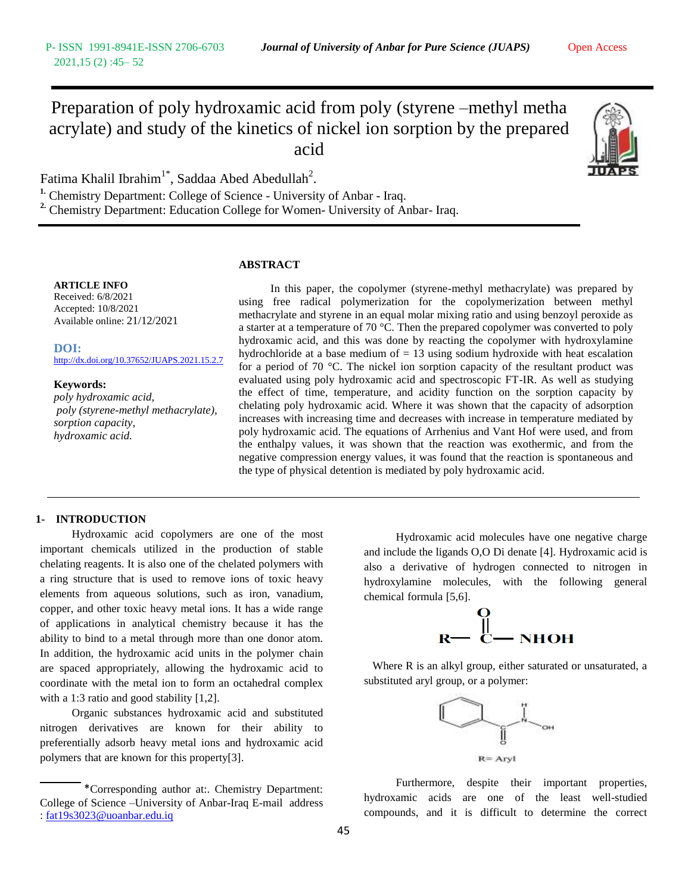# Preparation of poly hydroxamic acid from poly (styrene –methyl metha acrylate) and study of the kinetics of nickel ion sorption by the prepared acid

Fatima Khalil Ibrahim[1*], Saddaa Abed Abedullah[2].

[1.] Chemistry Department: College of Science - University of Anbar - Iraq.
[2.] Chemistry Department: Education College for Women- University of Anbar- Iraq.

**ARTICLE INFO**
Received: 6/8/2021
Accepted: 10/8/2021
Available online: 21/12/2021

**DOI:**
http://dx.doi.org/10.37652/JUAPS.2021.15.2.7

**Keywords:**
*poly hydroxamic acid,*
*poly (styrene-methyl methacrylate),*
*sorption capacity,*
*hydroxamic acid.*

## ABSTRACT

In this paper, the copolymer (styrene-methyl methacrylate) was prepared by using free radical polymerization for the copolymerization between methyl methacrylate and styrene in an equal molar mixing ratio and using benzoyl peroxide as a starter at a temperature of 70 °C. Then the prepared copolymer was converted to poly hydroxamic acid, and this was done by reacting the copolymer with hydroxylamine hydrochloride at a base medium of = 13 using sodium hydroxide with heat escalation for a period of 70 °C. The nickel ion sorption capacity of the resultant product was evaluated using poly hydroxamic acid and spectroscopic FT-IR. As well as studying the effect of time, temperature, and acidity function on the sorption capacity by chelating poly hydroxamic acid. Where it was shown that the capacity of adsorption increases with increasing time and decreases with increase in temperature mediated by poly hydroxamic acid. The equations of Arrhenius and Vant Hof were used, and from the enthalpy values, it was shown that the reaction was exothermic, and from the negative compression energy values, it was found that the reaction is spontaneous and the type of physical detention is mediated by poly hydroxamic acid.

## 1- INTRODUCTION

Hydroxamic acid copolymers are one of the most important chemicals utilized in the production of stable chelating reagents. It is also one of the chelated polymers with a ring structure that is used to remove ions of toxic heavy elements from aqueous solutions, such as iron, vanadium, copper, and other toxic heavy metal ions. It has a wide range of applications in analytical chemistry because it has the ability to bind to a metal through more than one donor atom. In addition, the hydroxamic acid units in the polymer chain are spaced appropriately, allowing the hydroxamic acid to coordinate with the metal ion to form an octahedral complex with a 1:3 ratio and good stability [1,2].

Organic substances hydroxamic acid and substituted nitrogen derivatives are known for their ability to preferentially adsorb heavy metal ions and hydroxamic acid polymers that are known for this property[3].

Hydroxamic acid molecules have one negative charge and include the ligands O,O Di denate [4]. Hydroxamic acid is also a derivative of hydrogen connected to nitrogen in hydroxylamine molecules, with the following general chemical formula [5,6].

$$R-\overset{\displaystyle O}{\overset{\|}{C}}-NHOH$$

Where R is an alkyl group, either saturated or unsaturated, a substituted aryl group, or a polymer:

R= Aryl

Furthermore, despite their important properties, hydroxamic acids are one of the least well-studied compounds, and it is difficult to determine the correct

*Corresponding author at:. Chemistry Department: College of Science –University of Anbar-Iraq E-mail address : fat19s3023@uoanbar.edu.iq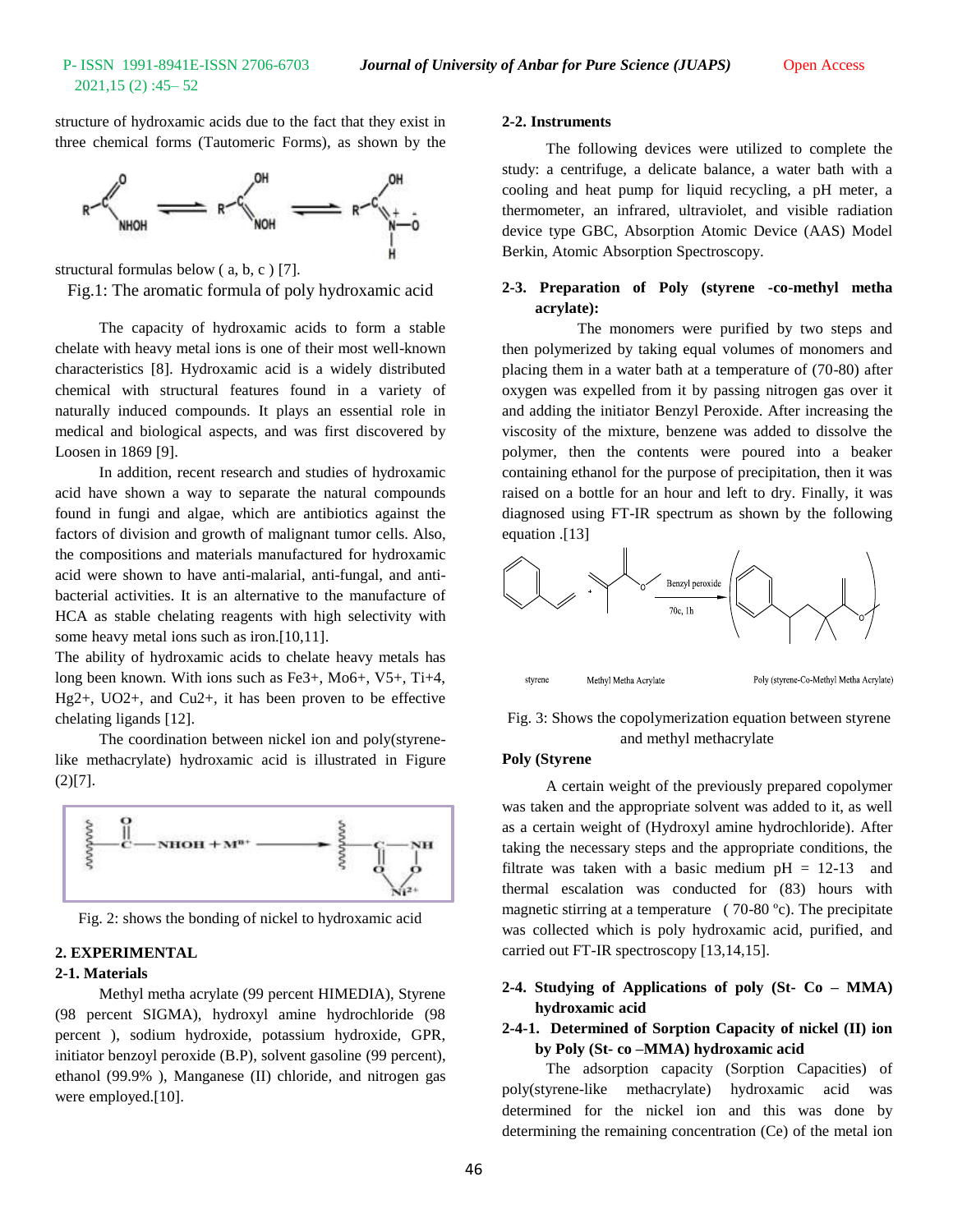structure of hydroxamic acids due to the fact that they exist in three chemical forms (Tautomeric Forms), as shown by the structural formulas below ( a, b, c ) [7].

Fig.1: The aromatic formula of poly hydroxamic acid

The capacity of hydroxamic acids to form a stable chelate with heavy metal ions is one of their most well-known characteristics [8]. Hydroxamic acid is a widely distributed chemical with structural features found in a variety of naturally induced compounds. It plays an essential role in medical and biological aspects, and was first discovered by Loosen in 1869 [9].

In addition, recent research and studies of hydroxamic acid have shown a way to separate the natural compounds found in fungi and algae, which are antibiotics against the factors of division and growth of malignant tumor cells. Also, the compositions and materials manufactured for hydroxamic acid were shown to have anti-malarial, anti-fungal, and anti-bacterial activities. It is an alternative to the manufacture of HCA as stable chelating reagents with high selectivity with some heavy metal ions such as iron.[10,11].

The ability of hydroxamic acids to chelate heavy metals has long been known. With ions such as $Fe^{3+}$, $Mo^{6+}$, $V^{5+}$, $Ti^{+4}$, $Hg^{2+}$, $UO^{2+}$, and $Cu^{2+}$, it has been proven to be effective chelating ligands [12].

The coordination between nickel ion and poly(styrene-like methacrylate) hydroxamic acid is illustrated in Figure (2)[7].

Fig. 2: shows the bonding of nickel to hydroxamic acid

## 2. EXPERIMENTAL

### 2-1. Materials

Methyl metha acrylate (99 percent HIMEDIA), Styrene (98 percent SIGMA), hydroxyl amine hydrochloride (98 percent ), sodium hydroxide, potassium hydroxide, GPR, initiator benzoyl peroxide (B.P), solvent gasoline (99 percent), ethanol (99.9% ), Manganese (II) chloride, and nitrogen gas were employed.[10].

### 2-2. Instruments

The following devices were utilized to complete the study: a centrifuge, a delicate balance, a water bath with a cooling and heat pump for liquid recycling, a pH meter, a thermometer, an infrared, ultraviolet, and visible radiation device type GBC, Absorption Atomic Device (AAS) Model Berkin, Atomic Absorption Spectroscopy.

### 2-3. Preparation of Poly (styrene -co-methyl metha acrylate):

The monomers were purified by two steps and then polymerized by taking equal volumes of monomers and placing them in a water bath at a temperature of (70-80) after oxygen was expelled from it by passing nitrogen gas over it and adding the initiator Benzyl Peroxide. After increasing the viscosity of the mixture, benzene was added to dissolve the polymer, then the contents were poured into a beaker containing ethanol for the purpose of precipitation, then it was raised on a bottle for an hour and left to dry. Finally, it was diagnosed using FT-IR spectrum as shown by the following equation .[13]

Fig. 3: Shows the copolymerization equation between styrene and methyl methacrylate

**Poly (Styrene**

A certain weight of the previously prepared copolymer was taken and the appropriate solvent was added to it, as well as a certain weight of (Hydroxyl amine hydrochloride). After taking the necessary steps and the appropriate conditions, the filtrate was taken with a basic medium pH = 12-13 and thermal escalation was conducted for (83) hours with magnetic stirring at a temperature ( 70-80 $^{o}$c). The precipitate was collected which is poly hydroxamic acid, purified, and carried out FT-IR spectroscopy [13,14,15].

### 2-4. Studying of Applications of poly (St- Co – MMA) hydroxamic acid

#### 2-4-1. Determined of Sorption Capacity of nickel (II) ion by Poly (St- co –MMA) hydroxamic acid

The adsorption capacity (Sorption Capacities) of poly(styrene-like methacrylate) hydroxamic acid was determined for the nickel ion and this was done by determining the remaining concentration (Ce) of the metal ion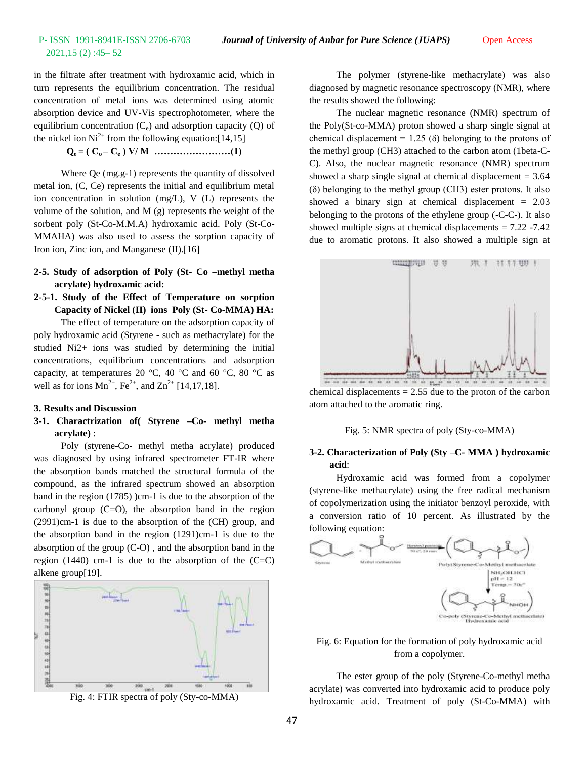in the filtrate after treatment with hydroxamic acid, which in turn represents the equilibrium concentration. The residual concentration of metal ions was determined using atomic absorption device and UV-Vis spectrophotometer, where the equilibrium concentration ($C_e$) and adsorption capacity (Q) of the nickel ion $Ni^{2+}$ from the following equation:[14,15]

$$Q_e = ( C_o – C_e ) V/ M \quad ……………………(1)$$

Where Qe (mg.g-1) represents the quantity of dissolved metal ion, (C, Ce) represents the initial and equilibrium metal ion concentration in solution (mg/L), V (L) represents the volume of the solution, and M (g) represents the weight of the sorbent poly (St-Co-M.M.A) hydroxamic acid. Poly (St-Co-MMAHA) was also used to assess the sorption capacity of Iron ion, Zinc ion, and Manganese (II).[16]

**2-5. Study of adsorption of Poly (St- Co –methyl metha acrylate) hydroxamic acid:**

**2-5-1. Study of the Effect of Temperature on sorption Capacity of Nickel (II) ions Poly (St- Co-MMA) HA:**

The effect of temperature on the adsorption capacity of poly hydroxamic acid (Styrene - such as methacrylate) for the studied Ni2+ ions was studied by determining the initial concentrations, equilibrium concentrations and adsorption capacity, at temperatures 20 °C, 40 °C and 60 °C, 80 °C as well as for ions $Mn^{2+}$, $Fe^{2+}$, and $Zn^{2+}$ [14,17,18].

## 3. Results and Discussion

**3-1. Charactrization of( Styrene –Co- methyl metha acrylate) :**

Poly (styrene-Co- methyl metha acrylate) produced was diagnosed by using infrared spectrometer FT-IR where the absorption bands matched the structural formula of the compound, as the infrared spectrum showed an absorption band in the region (1785) )cm-1 is due to the absorption of the carbonyl group (C=O), the absorption band in the region (2991)cm-1 is due to the absorption of the (CH) group, and the absorption band in the region (1291)cm-1 is due to the absorption of the group (C-O) , and the absorption band in the region (1440) cm-1 is due to the absorption of the (C=C) alkene group[19].

Fig. 4: FTIR spectra of poly (Sty-co-MMA)

The polymer (styrene-like methacrylate) was also diagnosed by magnetic resonance spectroscopy (NMR), where the results showed the following:

The nuclear magnetic resonance (NMR) spectrum of the Poly(St-co-MMA) proton showed a sharp single signal at chemical displacement = 1.25 (δ) belonging to the protons of the methyl group (CH3) attached to the carbon atom (1beta-C-C). Also, the nuclear magnetic resonance (NMR) spectrum showed a sharp single signal at chemical displacement = 3.64 (δ) belonging to the methyl group (CH3) ester protons. It also showed a binary sign at chemical displacement = 2.03 belonging to the protons of the ethylene group (-C-C-). It also showed multiple signs at chemical displacements = 7.22 -7.42 due to aromatic protons. It also showed a multiple sign at chemical displacements = 2.55 due to the proton of the carbon atom attached to the aromatic ring.

Fig. 5: NMR spectra of poly (Sty-co-MMA)

**3-2. Characterization of Poly (Sty –C- MMA ) hydroxamic acid**:

Hydroxamic acid was formed from a copolymer (styrene-like methacrylate) using the free radical mechanism of copolymerization using the initiator benzoyl peroxide, with a conversion ratio of 10 percent. As illustrated by the following equation:

Fig. 6: Equation for the formation of poly hydroxamic acid from a copolymer.

The ester group of the poly (Styrene-Co-methyl metha acrylate) was converted into hydroxamic acid to produce poly hydroxamic acid. Treatment of poly (St-Co-MMA) with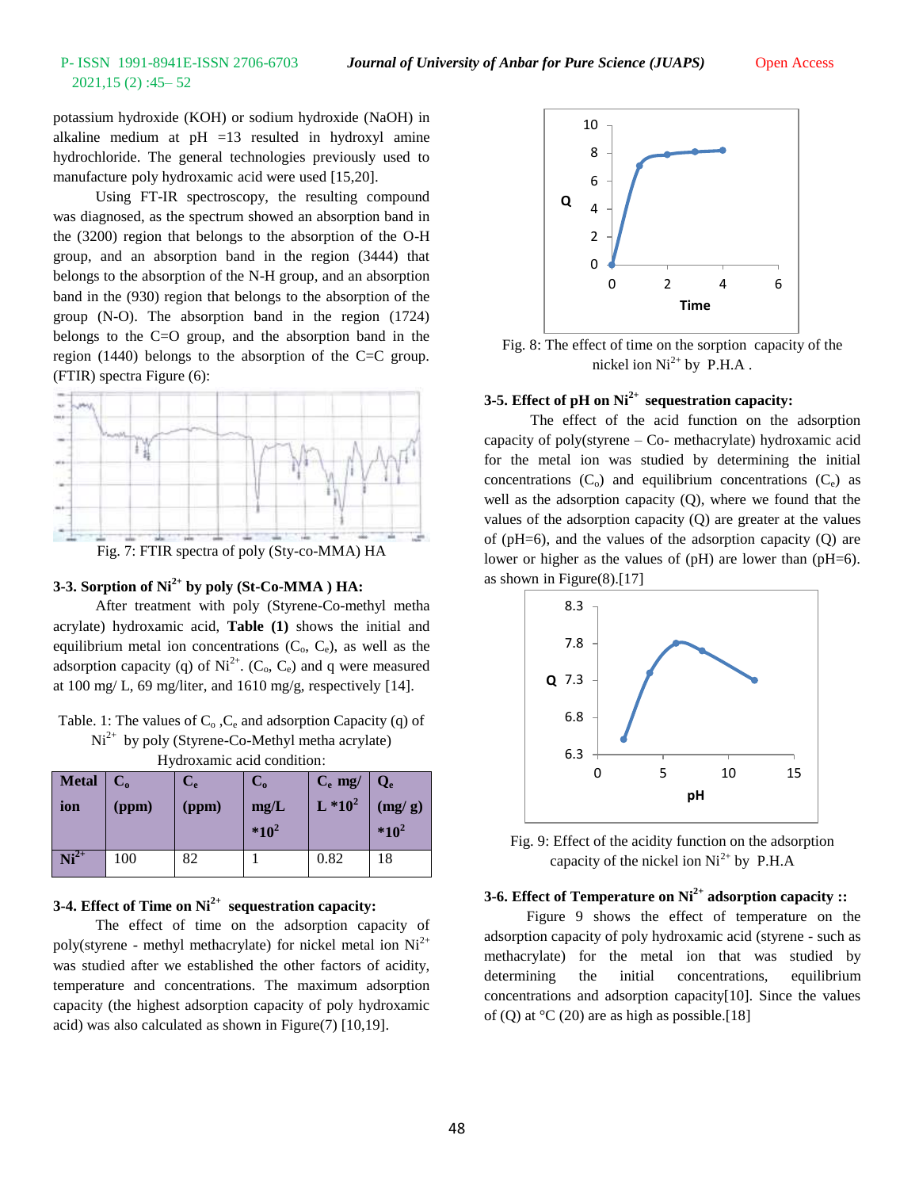potassium hydroxide (KOH) or sodium hydroxide (NaOH) in alkaline medium at pH =13 resulted in hydroxyl amine hydrochloride. The general technologies previously used to manufacture poly hydroxamic acid were used [15,20].

Using FT-IR spectroscopy, the resulting compound was diagnosed, as the spectrum showed an absorption band in the (3200) region that belongs to the absorption of the O-H group, and an absorption band in the region (3444) that belongs to the absorption of the N-H group, and an absorption band in the (930) region that belongs to the absorption of the group (N-O). The absorption band in the region (1724) belongs to the C=O group, and the absorption band in the region (1440) belongs to the absorption of the C=C group. (FTIR) spectra Figure (6):

Fig. 7: FTIR spectra of poly (Sty-co-MMA) HA

### 3-3. Sorption of $Ni^{2+}$ by poly (St-Co-MMA ) HA:

After treatment with poly (Styrene-Co-methyl metha acrylate) hydroxamic acid, **Table (1)** shows the initial and equilibrium metal ion concentrations ($C_o$, $C_e$), as well as the adsorption capacity (q) of $Ni^{2+}$. ($C_o$, $C_e$) and q were measured at 100 mg/ L, 69 mg/liter, and 1610 mg/g, respectively [14].

Table. 1: The values of $C_o$ ,$C_e$ and adsorption Capacity (q) of $Ni^{2+}$ by poly (Styrene-Co-Methyl metha acrylate) Hydroxamic acid condition:

| Metal ion | $C_o$ (ppm) | $C_e$ (ppm) | $C_o$ mg/L $*10^2$ | $C_e$ mg/ L $*10^2$ | $Q_e$ (mg/ g) $*10^2$ |
|---|---|---|---|---|---|
| $Ni^{2+}$ | 100 | 82 | 1 | 0.82 | 18 |

### 3-4. Effect of Time on $Ni^{2+}$ sequestration capacity:

The effect of time on the adsorption capacity of poly(styrene - methyl methacrylate) for nickel metal ion $Ni^{2+}$ was studied after we established the other factors of acidity, temperature and concentrations. The maximum adsorption capacity (the highest adsorption capacity of poly hydroxamic acid) was also calculated as shown in Figure(7) [10,19].

Fig. 8: The effect of time on the sorption capacity of the nickel ion $Ni^{2+}$ by P.H.A .

### 3-5. Effect of pH on $Ni^{2+}$ sequestration capacity:

The effect of the acid function on the adsorption capacity of poly(styrene – Co- methacrylate) hydroxamic acid for the metal ion was studied by determining the initial concentrations ($C_o$) and equilibrium concentrations ($C_e$) as well as the adsorption capacity (Q), where we found that the values of the adsorption capacity (Q) are greater at the values of (pH=6), and the values of the adsorption capacity (Q) are lower or higher as the values of (pH) are lower than (pH=6). as shown in Figure(8).[17]

Fig. 9: Effect of the acidity function on the adsorption capacity of the nickel ion $Ni^{2+}$ by P.H.A

### 3-6. Effect of Temperature on $Ni^{2+}$ adsorption capacity ::

Figure 9 shows the effect of temperature on the adsorption capacity of poly hydroxamic acid (styrene - such as methacrylate) for the metal ion that was studied by determining the initial concentrations, equilibrium concentrations and adsorption capacity[10]. Since the values of (Q) at °C (20) are as high as possible.[18]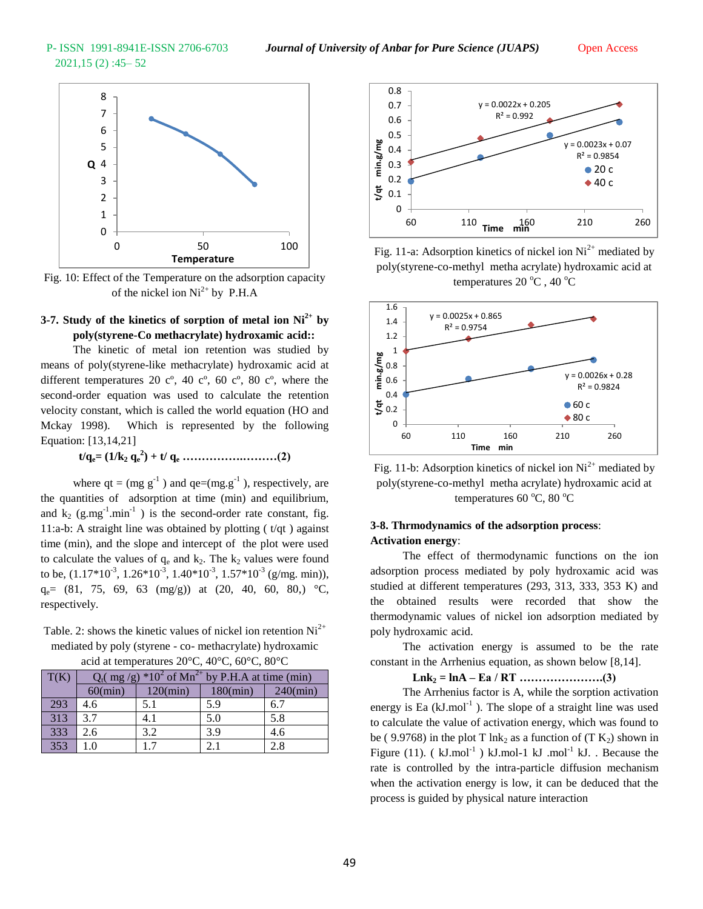Fig. 10: Effect of the Temperature on the adsorption capacity of the nickel ion $Ni^{2+}$ by P.H.A

### 3-7. Study of the kinetics of sorption of metal ion $Ni^{2+}$ by poly(styrene-Co methacrylate) hydroxamic acid::

The kinetic of metal ion retention was studied by means of poly(styrene-like methacrylate) hydroxamic acid at different temperatures 20 cº, 40 cº, 60 cº, 80 cº, where the second-order equation was used to calculate the retention velocity constant, which is called the world equation (HO and Mckay 1998). Which is represented by the following Equation: [13,14,21]

$$t/q_e = (1/k_2\, q_e^2) + t/\, q_e \quad \text{.......................(2)}$$

where qt = (mg $g^{-1}$ ) and qe=(mg.$g^{-1}$ ), respectively, are the quantities of adsorption at time (min) and equilibrium, and $k_2$ (g.$mg^{-1}$.$min^{-1}$ ) is the second-order rate constant, fig. 11:a-b: A straight line was obtained by plotting ( t/qt ) against time (min), and the slope and intercept of the plot were used to calculate the values of $q_e$ and $k_2$. The $k_2$ values were found to be, ($1.17*10^{-3}$, $1.26*10^{-3}$, $1.40*10^{-3}$, $1.57*10^{-3}$ (g/mg. min)), $q_e$= (81, 75, 69, 63 (mg/g)) at (20, 40, 60, 80,) °C, respectively.

Table. 2: shows the kinetic values of nickel ion retention $Ni^{2+}$ mediated by poly (styrene - co- methacrylate) hydroxamic acid at temperatures 20°C, 40°C, 60°C, 80°C

| T(K) | $Q_t$( mg /g) $*10^2$ of $Mn^{2+}$ by P.H.A at time (min) | | | |
|---|---|---|---|---|
| | 60(min) | 120(min) | 180(min) | 240(min) |
| 293 | 4.6 | 5.1 | 5.9 | 6.7 |
| 313 | 3.7 | 4.1 | 5.0 | 5.8 |
| 333 | 2.6 | 3.2 | 3.9 | 4.6 |
| 353 | 1.0 | 1.7 | 2.1 | 2.8 |

Fig. 11-a: Adsorption kinetics of nickel ion $Ni^{2+}$ mediated by poly(styrene-co-methyl metha acrylate) hydroxamic acid at temperatures 20 ºC , 40 ºC

Fig. 11-b: Adsorption kinetics of nickel ion $Ni^{2+}$ mediated by poly(styrene-co-methyl metha acrylate) hydroxamic acid at temperatures 60 ºC, 80 ºC

### 3-8. Thrmodynamics of the adsorption process:

**Activation energy**:

The effect of thermodynamic functions on the ion adsorption process mediated by poly hydroxamic acid was studied at different temperatures (293, 313, 333, 353 K) and the obtained results were recorded that show the thermodynamic values of nickel ion adsorption mediated by poly hydroxamic acid.

The activation energy is assumed to be the rate constant in the Arrhenius equation, as shown below [8,14].

$$\ln k_2 = \ln A - Ea / RT \quad \text{....................(3)}$$

The Arrhenius factor is A, while the sorption activation energy is Ea (kJ.$mol^{-1}$ ). The slope of a straight line was used to calculate the value of activation energy, which was found to be ( 9.9768) in the plot T $\ln k_2$ as a function of (T $K_2$) shown in Figure (11). ( kJ.$mol^{-1}$ ) kJ.mol-1 kJ .$mol^{-1}$ kJ. . Because the rate is controlled by the intra-particle diffusion mechanism when the activation energy is low, it can be deduced that the process is guided by physical nature interaction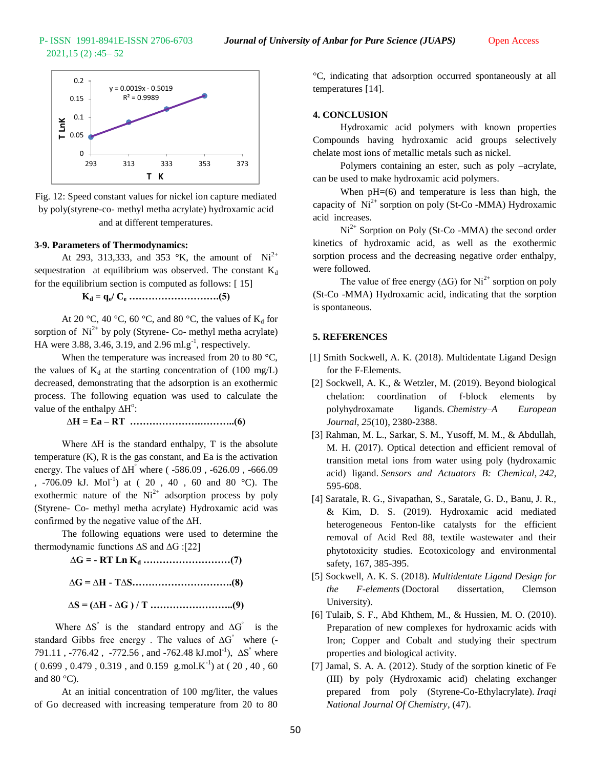Fig. 12: Speed constant values for nickel ion capture mediated by poly(styrene-co- methyl metha acrylate) hydroxamic acid and at different temperatures.

**3-9. Parameters of Thermodynamics:**

At 293, 313,333, and 353 °K, the amount of $Ni^{2+}$ sequestration at equilibrium was observed. The constant $K_d$ for the equilibrium section is computed as follows: [ 15]

$$K_d = q_e / C_e \quad \text{.........................(5)}$$

At 20 °C, 40 °C, 60 °C, and 80 °C, the values of $K_d$ for sorption of $Ni^{2+}$ by poly (Styrene- Co- methyl metha acrylate) HA were 3.88, 3.46, 3.19, and 2.96 ml.g$^{-1}$, respectively.

When the temperature was increased from 20 to 80 °C, the values of $K_d$ at the starting concentration of (100 mg/L) decreased, demonstrating that the adsorption is an exothermic process. The following equation was used to calculate the value of the enthalpy $\Delta H^o$:

$$\Delta H = Ea - RT \quad \text{..............................(6)}$$

Where $\Delta H$ is the standard enthalpy, T is the absolute temperature (K), R is the gas constant, and Ea is the activation energy. The values of $\Delta H^{\circ}$ where ( -586.09 , -626.09 , -666.09 , -706.09 kJ. Mol$^{-1}$) at ( 20 , 40 , 60 and 80 °C). The exothermic nature of the $Ni^{2+}$ adsorption process by poly (Styrene- Co- methyl metha acrylate) Hydroxamic acid was confirmed by the negative value of the $\Delta H$.

The following equations were used to determine the thermodynamic functions $\Delta S$ and $\Delta G$ :[22]

$$\Delta G = - RT \ Ln \ K_d \quad \text{.........................(7)}$$

$$\Delta G = \Delta H - T\Delta S \quad \text{............................(8)}$$

$$\Delta S = (\Delta H - \Delta G ) / T \quad \text{.......................(9)}$$

Where $\Delta S^{\circ}$ is the standard entropy and $\Delta G^{\circ}$ is the standard Gibbs free energy . The values of $\Delta G^{\circ}$ where (-791.11 , -776.42 , -772.56 , and -762.48 kJ.mol$^{-1}$), $\Delta S^{\circ}$ where ( 0.699 , 0.479 , 0.319 , and 0.159 g.mol.K$^{-1}$) at ( 20 , 40 , 60 and 80 °C).

At an initial concentration of 100 mg/liter, the values of Go decreased with increasing temperature from 20 to 80 °C, indicating that adsorption occurred spontaneously at all temperatures [14].

## 4. CONCLUSION

Hydroxamic acid polymers with known properties Compounds having hydroxamic acid groups selectively chelate most ions of metallic metals such as nickel.

Polymers containing an ester, such as poly –acrylate, can be used to make hydroxamic acid polymers.

When pH=(6) and temperature is less than high, the capacity of $Ni^{2+}$ sorption on poly (St-Co -MMA) Hydroxamic acid increases.

$Ni^{2+}$ Sorption on Poly (St-Co -MMA) the second order kinetics of hydroxamic acid, as well as the exothermic sorption process and the decreasing negative order enthalpy, were followed.

The value of free energy ($\Delta G$) for $Ni^{2+}$ sorption on poly (St-Co -MMA) Hydroxamic acid, indicating that the sorption is spontaneous.

## 5. REFERENCES

[1] Smith Sockwell, A. K. (2018). Multidentate Ligand Design for the F-Elements.

[2] Sockwell, A. K., & Wetzler, M. (2019). Beyond biological chelation: coordination of f-block elements by polyhydroxamate ligands. *Chemistry–A European Journal*, *25*(10), 2380-2388.

[3] Rahman, M. L., Sarkar, S. M., Yusoff, M. M., & Abdullah, M. H. (2017). Optical detection and efficient removal of transition metal ions from water using poly (hydroxamic acid) ligand. *Sensors and Actuators B: Chemical*, *242*, 595-608.

[4] Saratale, R. G., Sivapathan, S., Saratale, G. D., Banu, J. R., & Kim, D. S. (2019). Hydroxamic acid mediated heterogeneous Fenton-like catalysts for the efficient removal of Acid Red 88, textile wastewater and their phytotoxicity studies. Ecotoxicology and environmental safety, 167, 385-395.

[5] Sockwell, A. K. S. (2018). *Multidentate Ligand Design for the F-elements* (Doctoral dissertation, Clemson University).

[6] Tulaib, S. F., Abd Khthem, M., & Hussien, M. O. (2010). Preparation of new complexes for hydroxamic acids with Iron; Copper and Cobalt and studying their spectrum properties and biological activity.

[7] Jamal, S. A. A. (2012). Study of the sorption kinetic of Fe (III) by poly (Hydroxamic acid) chelating exchanger prepared from poly (Styrene-Co-Ethylacrylate). *Iraqi National Journal Of Chemistry*, (47).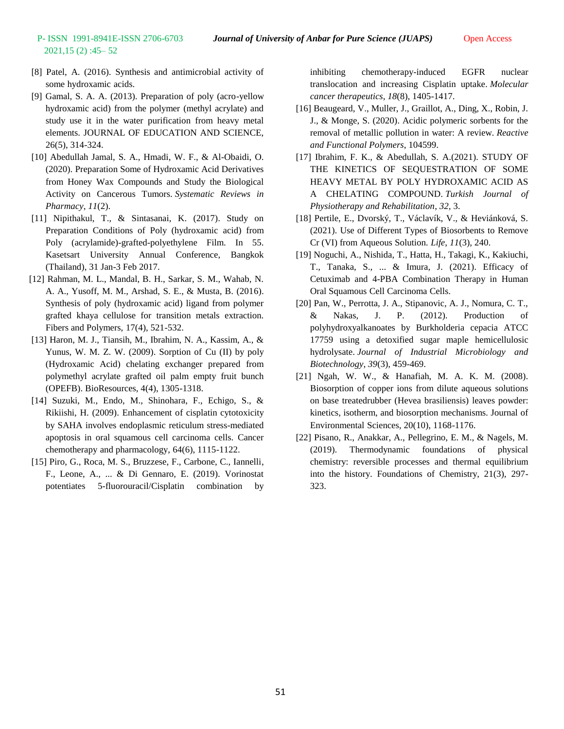[8] Patel, A. (2016). Synthesis and antimicrobial activity of some hydroxamic acids.

[9] Gamal, S. A. A. (2013). Preparation of poly (acro-yellow hydroxamic acid) from the polymer (methyl acrylate) and study use it in the water purification from heavy metal elements. JOURNAL OF EDUCATION AND SCIENCE, 26(5), 314-324.

[10] Abedullah Jamal, S. A., Hmadi, W. F., & Al-Obaidi, O. (2020). Preparation Some of Hydroxamic Acid Derivatives from Honey Wax Compounds and Study the Biological Activity on Cancerous Tumors. *Systematic Reviews in Pharmacy*, *11*(2).

[11] Nipithakul, T., & Sintasanai, K. (2017). Study on Preparation Conditions of Poly (hydroxamic acid) from Poly (acrylamide)-grafted-polyethylene Film. In 55. Kasetsart University Annual Conference, Bangkok (Thailand), 31 Jan-3 Feb 2017.

[12] Rahman, M. L., Mandal, B. H., Sarkar, S. M., Wahab, N. A. A., Yusoff, M. M., Arshad, S. E., & Musta, B. (2016). Synthesis of poly (hydroxamic acid) ligand from polymer grafted khaya cellulose for transition metals extraction. Fibers and Polymers, 17(4), 521-532.

[13] Haron, M. J., Tiansih, M., Ibrahim, N. A., Kassim, A., & Yunus, W. M. Z. W. (2009). Sorption of Cu (II) by poly (Hydroxamic Acid) chelating exchanger prepared from polymethyl acrylate grafted oil palm empty fruit bunch (OPEFB). BioResources, 4(4), 1305-1318.

[14] Suzuki, M., Endo, M., Shinohara, F., Echigo, S., & Rikiishi, H. (2009). Enhancement of cisplatin cytotoxicity by SAHA involves endoplasmic reticulum stress-mediated apoptosis in oral squamous cell carcinoma cells. Cancer chemotherapy and pharmacology, 64(6), 1115-1122.

[15] Piro, G., Roca, M. S., Bruzzese, F., Carbone, C., Iannelli, F., Leone, A., ... & Di Gennaro, E. (2019). Vorinostat potentiates 5-fluorouracil/Cisplatin combination by inhibiting chemotherapy-induced EGFR nuclear translocation and increasing Cisplatin uptake. *Molecular cancer therapeutics*, *18*(8), 1405-1417.

[16] Beaugeard, V., Muller, J., Graillot, A., Ding, X., Robin, J. J., & Monge, S. (2020). Acidic polymeric sorbents for the removal of metallic pollution in water: A review. *Reactive and Functional Polymers*, 104599.

[17] Ibrahim, F. K., & Abedullah, S. A.(2021). STUDY OF THE KINETICS OF SEQUESTRATION OF SOME HEAVY METAL BY POLY HYDROXAMIC ACID AS A CHELATING COMPOUND. *Turkish Journal of Physiotherapy and Rehabilitation*, *32*, 3.

[18] Pertile, E., Dvorský, T., Václavík, V., & Heviánková, S. (2021). Use of Different Types of Biosorbents to Remove Cr (VI) from Aqueous Solution. *Life*, *11*(3), 240.

[19] Noguchi, A., Nishida, T., Hatta, H., Takagi, K., Kakiuchi, T., Tanaka, S., ... & Imura, J. (2021). Efficacy of Cetuximab and 4-PBA Combination Therapy in Human Oral Squamous Cell Carcinoma Cells.

[20] Pan, W., Perrotta, J. A., Stipanovic, A. J., Nomura, C. T., & Nakas, J. P. (2012). Production of polyhydroxyalkanoates by Burkholderia cepacia ATCC 17759 using a detoxified sugar maple hemicellulosic hydrolysate. *Journal of Industrial Microbiology and Biotechnology*, *39*(3), 459-469.

[21] Ngah, W. W., & Hanafiah, M. A. K. M. (2008). Biosorption of copper ions from dilute aqueous solutions on base treatedrubber (Hevea brasiliensis) leaves powder: kinetics, isotherm, and biosorption mechanisms. Journal of Environmental Sciences, 20(10), 1168-1176.

[22] Pisano, R., Anakkar, A., Pellegrino, E. M., & Nagels, M. (2019). Thermodynamic foundations of physical chemistry: reversible processes and thermal equilibrium into the history. Foundations of Chemistry, 21(3), 297-323.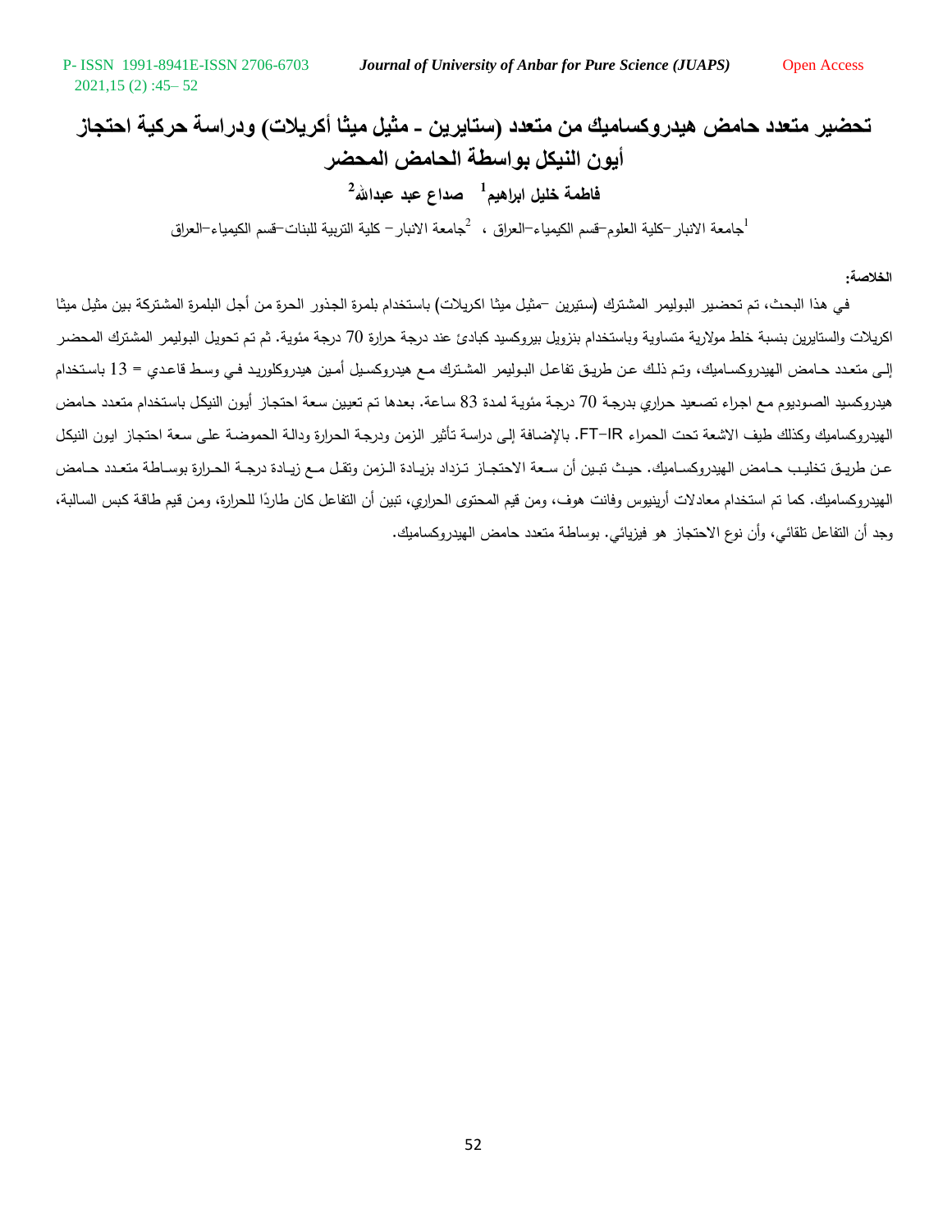# تحضير متعدد حامض هيدروكساميك من متعدد (ستايرين ـ مثيل ميثا أكريلات) ودراسة حركية احتجاز أيون النيكل بواسطة الحامض المحضر

**فاطمة خليل ابراهيم[1] صداع عبد عبدالله[2]**

[1]جامعة الانبار–كلية العلوم–قسم الكيمياء–العراق ، [2]جامعة الانبار– كلية التربية للبنات–قسم الكيمياء–العراق

**الخلاصة:**

في هذا البحث، تم تحضير البوليمر المشترك (ستيرين –مثيل ميثا اكريلات) باستخدام بلمرة الجذور الحرة من أجل البلمرة المشتركة بين مثيل ميثا اكريلات والستايرين بنسبة خلط مولارية متساوية وباستخدام بنزويل بيروكسيد كبادئ عند درجة حرارة 70 درجة مئوية. ثم تم تحويل البوليمر المشترك المحضر إلى متعدد حامض الهيدروكساميك، وتم ذلك عن طريق تفاعل البوليمر المشترك مع هيدروكسيل أمين هيدروكلوريد في وسط قاعدي = 13 باستخدام هيدروكسيد الصوديوم مع اجراء تصعيد حراري بدرجة 70 درجة مئوية لمدة 83 ساعة. بعدها تم تعيين سعة احتجاز أيون النيكل باستخدام متعدد حامض الهيدروكساميك وكذلك طيف الاشعة تحت الحمراء FT-IR. بالإضافة إلى دراسة تأثير الزمن ودرجة الحرارة ودالة الحموضة على سعة احتجاز ايون النيكل عن طريق تخليب حامض الهيدروكساميك. حيث تبين أن سعة الاحتجاز تزداد بزيادة الزمن وتقل مع زيادة درجة الحرارة بوساطة متعدد حامض الهيدروكساميك. كما تم استخدام معادلات أرينيوس وفانت هوف، ومن قيم المحتوى الحراري، تبين أن التفاعل كان طاردًا للحرارة، ومن قيم طاقة كبس السالبة، وجد أن التفاعل تلقائي، وأن نوع الاحتجاز هو فيزيائي. بوساطة متعدد حامض الهيدروكساميك.